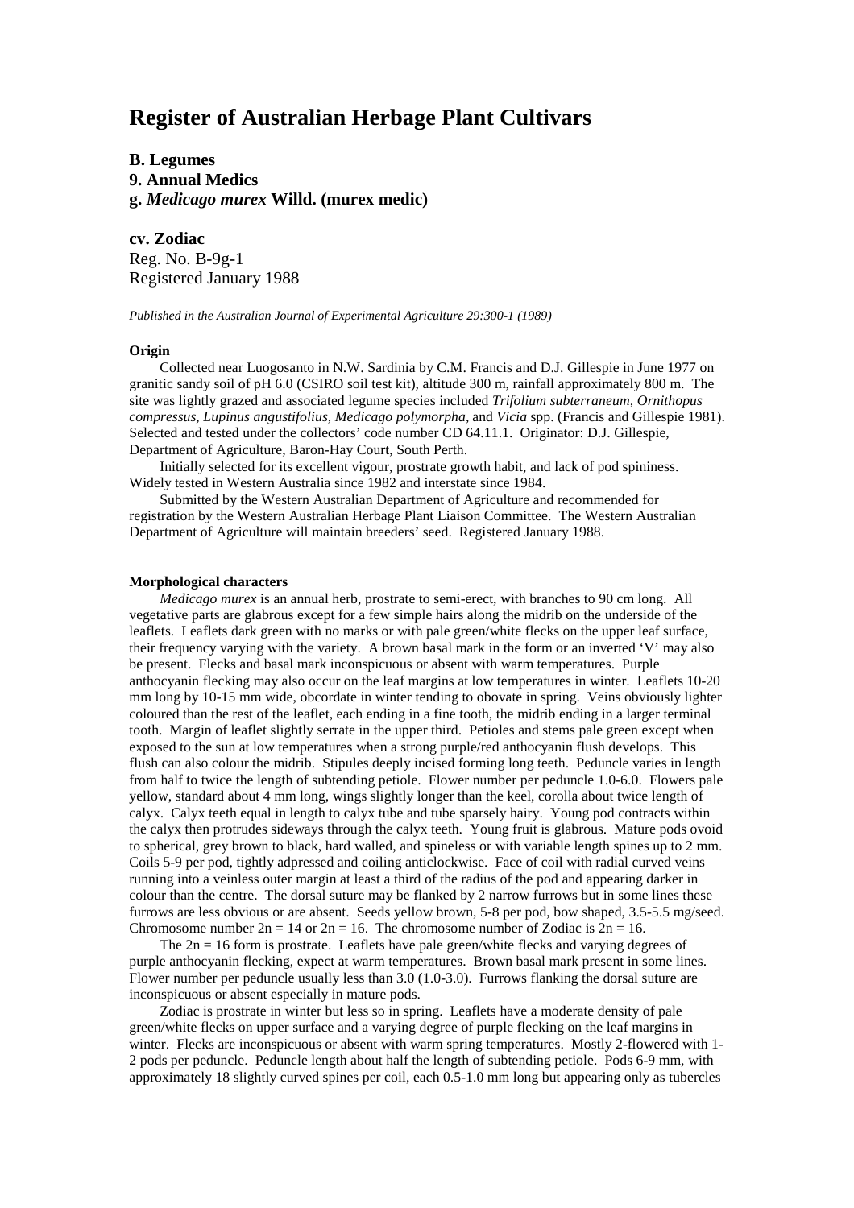# Register of Australian Herbage Plant Cultivars

**B. Legumes**
**9. Annual Medics**
**g. *Medicago murex* Willd. (murex medic)**

**cv. Zodiac**
Reg. No. B-9g-1
Registered January 1988

*Published in the Australian Journal of Experimental Agriculture 29:300-1 (1989)*

**Origin**

Collected near Luogosanto in N.W. Sardinia by C.M. Francis and D.J. Gillespie in June 1977 on granitic sandy soil of pH 6.0 (CSIRO soil test kit), altitude 300 m, rainfall approximately 800 m. The site was lightly grazed and associated legume species included *Trifolium subterraneum, Ornithopus compressus, Lupinus angustifolius, Medicago polymorpha,* and *Vicia* spp. (Francis and Gillespie 1981). Selected and tested under the collectors' code number CD 64.11.1. Originator: D.J. Gillespie, Department of Agriculture, Baron-Hay Court, South Perth.

Initially selected for its excellent vigour, prostrate growth habit, and lack of pod spininess. Widely tested in Western Australia since 1982 and interstate since 1984.

Submitted by the Western Australian Department of Agriculture and recommended for registration by the Western Australian Herbage Plant Liaison Committee. The Western Australian Department of Agriculture will maintain breeders' seed. Registered January 1988.

**Morphological characters**

*Medicago murex* is an annual herb, prostrate to semi-erect, with branches to 90 cm long. All vegetative parts are glabrous except for a few simple hairs along the midrib on the underside of the leaflets. Leaflets dark green with no marks or with pale green/white flecks on the upper leaf surface, their frequency varying with the variety. A brown basal mark in the form or an inverted 'V' may also be present. Flecks and basal mark inconspicuous or absent with warm temperatures. Purple anthocyanin flecking may also occur on the leaf margins at low temperatures in winter. Leaflets 10-20 mm long by 10-15 mm wide, obcordate in winter tending to obovate in spring. Veins obviously lighter coloured than the rest of the leaflet, each ending in a fine tooth, the midrib ending in a larger terminal tooth. Margin of leaflet slightly serrate in the upper third. Petioles and stems pale green except when exposed to the sun at low temperatures when a strong purple/red anthocyanin flush develops. This flush can also colour the midrib. Stipules deeply incised forming long teeth. Peduncle varies in length from half to twice the length of subtending petiole. Flower number per peduncle 1.0-6.0. Flowers pale yellow, standard about 4 mm long, wings slightly longer than the keel, corolla about twice length of calyx. Calyx teeth equal in length to calyx tube and tube sparsely hairy. Young pod contracts within the calyx then protrudes sideways through the calyx teeth. Young fruit is glabrous. Mature pods ovoid to spherical, grey brown to black, hard walled, and spineless or with variable length spines up to 2 mm. Coils 5-9 per pod, tightly adpressed and coiling anticlockwise. Face of coil with radial curved veins running into a veinless outer margin at least a third of the radius of the pod and appearing darker in colour than the centre. The dorsal suture may be flanked by 2 narrow furrows but in some lines these furrows are less obvious or are absent. Seeds yellow brown, 5-8 per pod, bow shaped, 3.5-5.5 mg/seed. Chromosome number $2n = 14$ or $2n = 16$. The chromosome number of Zodiac is $2n = 16$.

The $2n = 16$ form is prostrate. Leaflets have pale green/white flecks and varying degrees of purple anthocyanin flecking, expect at warm temperatures. Brown basal mark present in some lines. Flower number per peduncle usually less than 3.0 (1.0-3.0). Furrows flanking the dorsal suture are inconspicuous or absent especially in mature pods.

Zodiac is prostrate in winter but less so in spring. Leaflets have a moderate density of pale green/white flecks on upper surface and a varying degree of purple flecking on the leaf margins in winter. Flecks are inconspicuous or absent with warm spring temperatures. Mostly 2-flowered with 1-2 pods per peduncle. Peduncle length about half the length of subtending petiole. Pods 6-9 mm, with approximately 18 slightly curved spines per coil, each 0.5-1.0 mm long but appearing only as tubercles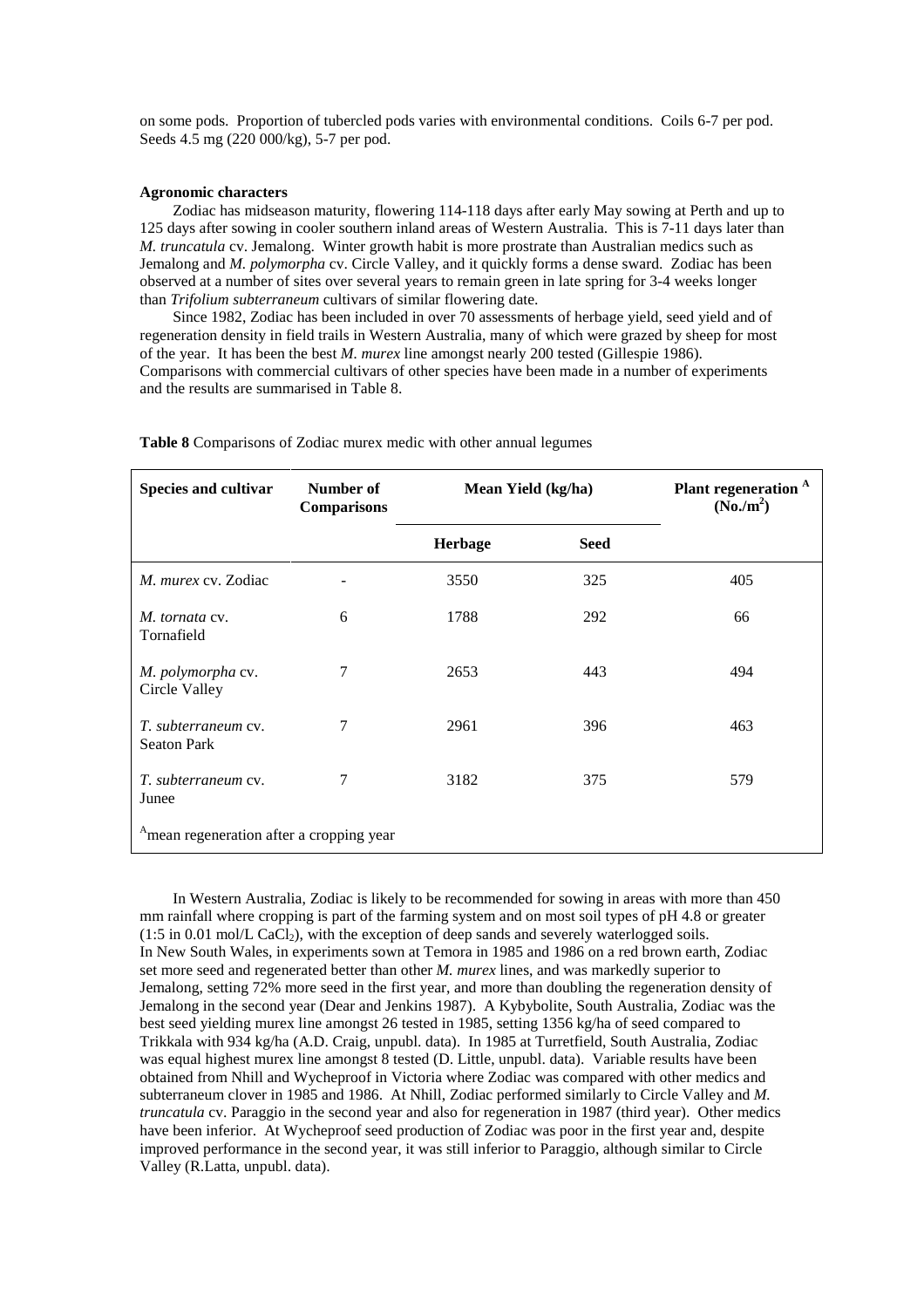on some pods. Proportion of tubercled pods varies with environmental conditions. Coils 6-7 per pod. Seeds 4.5 mg (220 000/kg), 5-7 per pod.

**Agronomic characters**

Zodiac has midseason maturity, flowering 114-118 days after early May sowing at Perth and up to 125 days after sowing in cooler southern inland areas of Western Australia. This is 7-11 days later than *M. truncatula* cv. Jemalong. Winter growth habit is more prostrate than Australian medics such as Jemalong and *M. polymorpha* cv. Circle Valley, and it quickly forms a dense sward. Zodiac has been observed at a number of sites over several years to remain green in late spring for 3-4 weeks longer than *Trifolium subterraneum* cultivars of similar flowering date.

Since 1982, Zodiac has been included in over 70 assessments of herbage yield, seed yield and of regeneration density in field trails in Western Australia, many of which were grazed by sheep for most of the year. It has been the best *M. murex* line amongst nearly 200 tested (Gillespie 1986). Comparisons with commercial cultivars of other species have been made in a number of experiments and the results are summarised in Table 8.

**Table 8** Comparisons of Zodiac murex medic with other annual legumes

| Species and cultivar | Number of Comparisons | Mean Yield (kg/ha) | | Plant regeneration [A] (No./$m^2$) |
|---|---|---|---|---|
| | | Herbage | Seed | |
| *M. murex* cv. Zodiac | - | 3550 | 325 | 405 |
| *M. tornata* cv. Tornafield | 6 | 1788 | 292 | 66 |
| *M. polymorpha* cv. Circle Valley | 7 | 2653 | 443 | 494 |
| *T. subterraneum* cv. Seaton Park | 7 | 2961 | 396 | 463 |
| *T. subterraneum* cv. Junee | 7 | 3182 | 375 | 579 |

[A] mean regeneration after a cropping year

In Western Australia, Zodiac is likely to be recommended for sowing in areas with more than 450 mm rainfall where cropping is part of the farming system and on most soil types of pH 4.8 or greater (1:5 in 0.01 mol/L $CaCl_2$), with the exception of deep sands and severely waterlogged soils. In New South Wales, in experiments sown at Temora in 1985 and 1986 on a red brown earth, Zodiac set more seed and regenerated better than other *M. murex* lines, and was markedly superior to Jemalong, setting 72% more seed in the first year, and more than doubling the regeneration density of Jemalong in the second year (Dear and Jenkins 1987). A Kybybolite, South Australia, Zodiac was the best seed yielding murex line amongst 26 tested in 1985, setting 1356 kg/ha of seed compared to Trikkala with 934 kg/ha (A.D. Craig, unpubl. data). In 1985 at Turretfield, South Australia, Zodiac was equal highest murex line amongst 8 tested (D. Little, unpubl. data). Variable results have been obtained from Nhill and Wycheproof in Victoria where Zodiac was compared with other medics and subterraneum clover in 1985 and 1986. At Nhill, Zodiac performed similarly to Circle Valley and *M. truncatula* cv. Paraggio in the second year and also for regeneration in 1987 (third year). Other medics have been inferior. At Wycheproof seed production of Zodiac was poor in the first year and, despite improved performance in the second year, it was still inferior to Paraggio, although similar to Circle Valley (R.Latta, unpubl. data).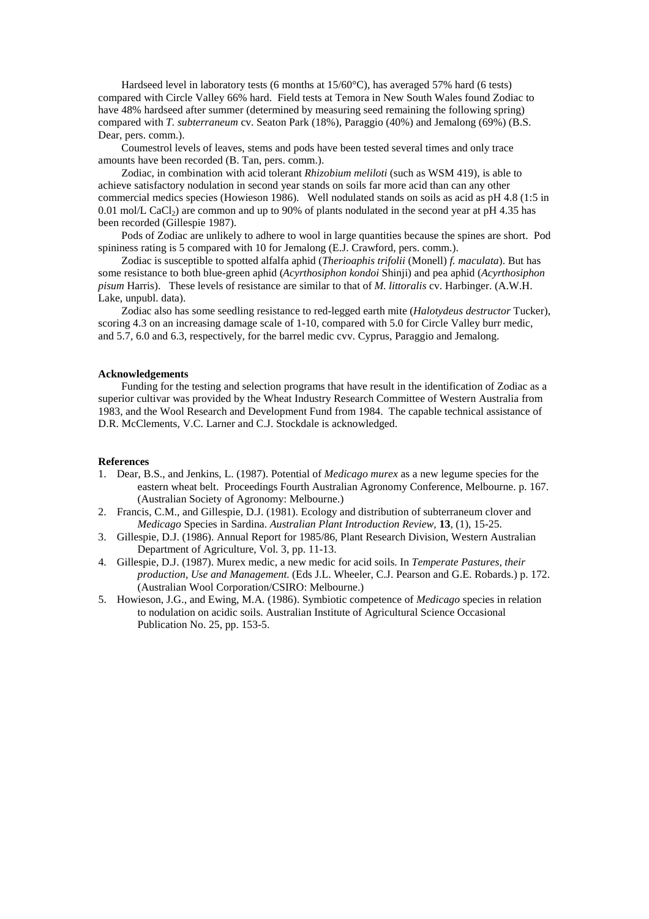Hardseed level in laboratory tests (6 months at 15/60°C), has averaged 57% hard (6 tests) compared with Circle Valley 66% hard. Field tests at Temora in New South Wales found Zodiac to have 48% hardseed after summer (determined by measuring seed remaining the following spring) compared with *T. subterraneum* cv. Seaton Park (18%), Paraggio (40%) and Jemalong (69%) (B.S. Dear, pers. comm.).

Coumestrol levels of leaves, stems and pods have been tested several times and only trace amounts have been recorded (B. Tan, pers. comm.).

Zodiac, in combination with acid tolerant *Rhizobium meliloti* (such as WSM 419), is able to achieve satisfactory nodulation in second year stands on soils far more acid than can any other commercial medics species (Howieson 1986). Well nodulated stands on soils as acid as pH 4.8 (1:5 in 0.01 mol/L $CaCl_2$) are common and up to 90% of plants nodulated in the second year at pH 4.35 has been recorded (Gillespie 1987).

Pods of Zodiac are unlikely to adhere to wool in large quantities because the spines are short. Pod spininess rating is 5 compared with 10 for Jemalong (E.J. Crawford, pers. comm.).

Zodiac is susceptible to spotted alfalfa aphid (*Therioaphis trifolii* (Monell) *f. maculata*). But has some resistance to both blue-green aphid (*Acyrthosiphon kondoi* Shinji) and pea aphid (*Acyrthosiphon pisum* Harris). These levels of resistance are similar to that of *M. littoralis* cv. Harbinger. (A.W.H. Lake, unpubl. data).

Zodiac also has some seedling resistance to red-legged earth mite (*Halotydeus destructor* Tucker), scoring 4.3 on an increasing damage scale of 1-10, compared with 5.0 for Circle Valley burr medic, and 5.7, 6.0 and 6.3, respectively, for the barrel medic cvv. Cyprus, Paraggio and Jemalong.

**Acknowledgements**

Funding for the testing and selection programs that have result in the identification of Zodiac as a superior cultivar was provided by the Wheat Industry Research Committee of Western Australia from 1983, and the Wool Research and Development Fund from 1984. The capable technical assistance of D.R. McClements, V.C. Larner and C.J. Stockdale is acknowledged.

**References**

1. Dear, B.S., and Jenkins, L. (1987). Potential of *Medicago murex* as a new legume species for the eastern wheat belt. Proceedings Fourth Australian Agronomy Conference, Melbourne. p. 167. (Australian Society of Agronomy: Melbourne.)
2. Francis, C.M., and Gillespie, D.J. (1981). Ecology and distribution of subterraneum clover and *Medicago* Species in Sardina. *Australian Plant Introduction Review*, **13**, (1), 15-25.
3. Gillespie, D.J. (1986). Annual Report for 1985/86, Plant Research Division, Western Australian Department of Agriculture, Vol. 3, pp. 11-13.
4. Gillespie, D.J. (1987). Murex medic, a new medic for acid soils. In *Temperate Pastures, their production, Use and Management.* (Eds J.L. Wheeler, C.J. Pearson and G.E. Robards.) p. 172. (Australian Wool Corporation/CSIRO: Melbourne.)
5. Howieson, J.G., and Ewing, M.A. (1986). Symbiotic competence of *Medicago* species in relation to nodulation on acidic soils. Australian Institute of Agricultural Science Occasional Publication No. 25, pp. 153-5.